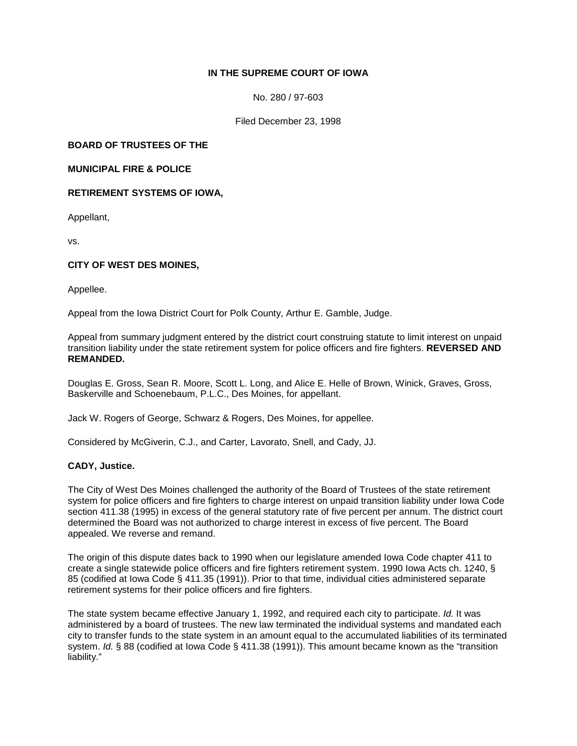**IN THE SUPREME COURT OF IOWA**

No. 280 / 97-603

Filed December 23, 1998

**BOARD OF TRUSTEES OF THE**

**MUNICIPAL FIRE & POLICE**

**RETIREMENT SYSTEMS OF IOWA,**

Appellant,

vs.

**CITY OF WEST DES MOINES,**

Appellee.

Appeal from the Iowa District Court for Polk County, Arthur E. Gamble, Judge.

Appeal from summary judgment entered by the district court construing statute to limit interest on unpaid transition liability under the state retirement system for police officers and fire fighters. **REVERSED AND REMANDED.**

Douglas E. Gross, Sean R. Moore, Scott L. Long, and Alice E. Helle of Brown, Winick, Graves, Gross, Baskerville and Schoenebaum, P.L.C., Des Moines, for appellant.

Jack W. Rogers of George, Schwarz & Rogers, Des Moines, for appellee.

Considered by McGiverin, C.J., and Carter, Lavorato, Snell, and Cady, JJ.

**CADY, Justice.**

The City of West Des Moines challenged the authority of the Board of Trustees of the state retirement system for police officers and fire fighters to charge interest on unpaid transition liability under Iowa Code section 411.38 (1995) in excess of the general statutory rate of five percent per annum. The district court determined the Board was not authorized to charge interest in excess of five percent. The Board appealed. We reverse and remand.

The origin of this dispute dates back to 1990 when our legislature amended Iowa Code chapter 411 to create a single statewide police officers and fire fighters retirement system. 1990 Iowa Acts ch. 1240, § 85 (codified at Iowa Code § 411.35 (1991)). Prior to that time, individual cities administered separate retirement systems for their police officers and fire fighters.

The state system became effective January 1, 1992, and required each city to participate. *Id.* It was administered by a board of trustees. The new law terminated the individual systems and mandated each city to transfer funds to the state system in an amount equal to the accumulated liabilities of its terminated system. *Id.* § 88 (codified at Iowa Code § 411.38 (1991)). This amount became known as the "transition liability."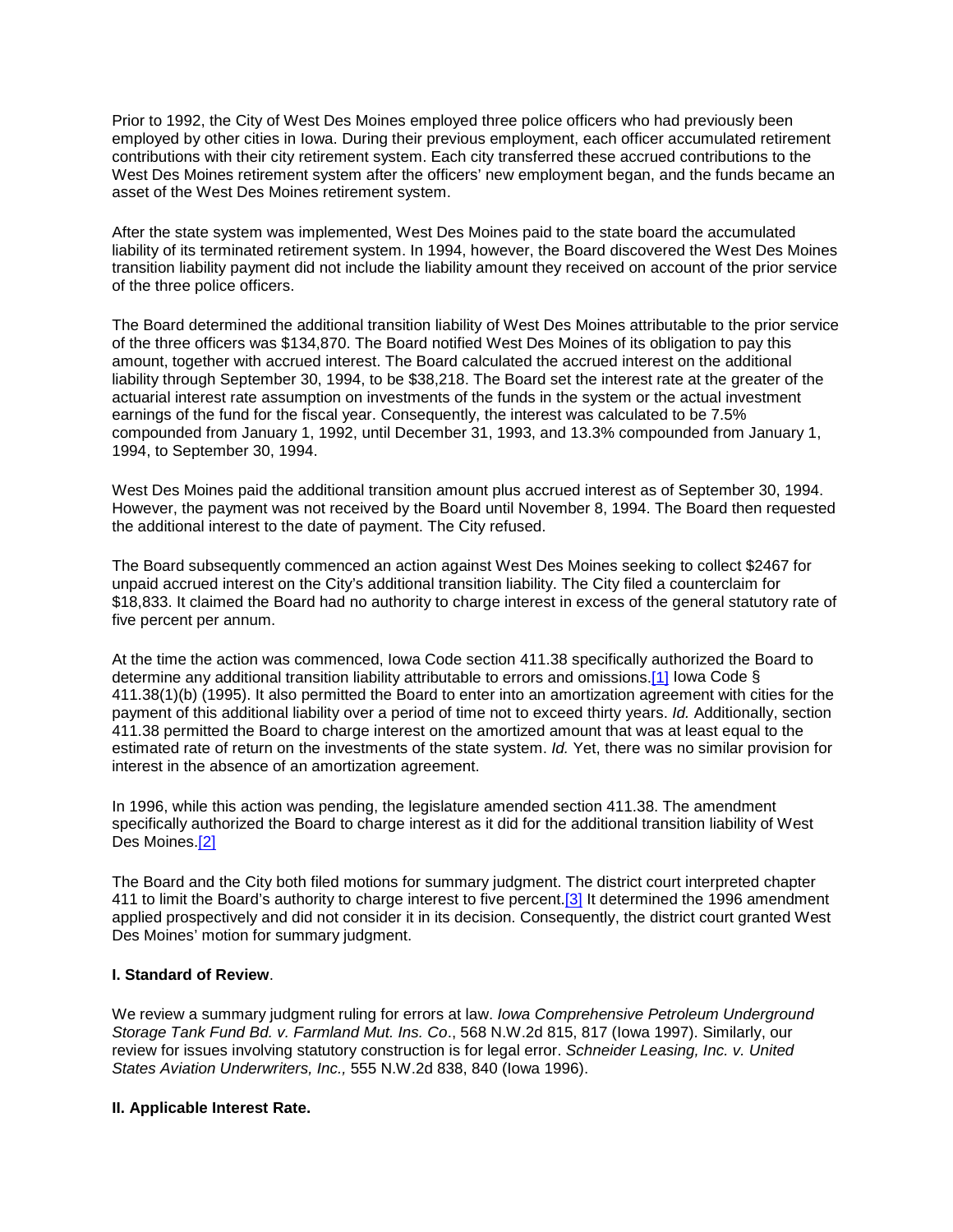Prior to 1992, the City of West Des Moines employed three police officers who had previously been employed by other cities in Iowa. During their previous employment, each officer accumulated retirement contributions with their city retirement system. Each city transferred these accrued contributions to the West Des Moines retirement system after the officers' new employment began, and the funds became an asset of the West Des Moines retirement system.

After the state system was implemented, West Des Moines paid to the state board the accumulated liability of its terminated retirement system. In 1994, however, the Board discovered the West Des Moines transition liability payment did not include the liability amount they received on account of the prior service of the three police officers.

The Board determined the additional transition liability of West Des Moines attributable to the prior service of the three officers was $134,870. The Board notified West Des Moines of its obligation to pay this amount, together with accrued interest. The Board calculated the accrued interest on the additional liability through September 30, 1994, to be $38,218. The Board set the interest rate at the greater of the actuarial interest rate assumption on investments of the funds in the system or the actual investment earnings of the fund for the fiscal year. Consequently, the interest was calculated to be 7.5% compounded from January 1, 1992, until December 31, 1993, and 13.3% compounded from January 1, 1994, to September 30, 1994.

West Des Moines paid the additional transition amount plus accrued interest as of September 30, 1994. However, the payment was not received by the Board until November 8, 1994. The Board then requested the additional interest to the date of payment. The City refused.

The Board subsequently commenced an action against West Des Moines seeking to collect $2467 for unpaid accrued interest on the City's additional transition liability. The City filed a counterclaim for $18,833. It claimed the Board had no authority to charge interest in excess of the general statutory rate of five percent per annum.

At the time the action was commenced, Iowa Code section 411.38 specifically authorized the Board to determine any additional transition liability attributable to errors and omissions.[1] Iowa Code § 411.38(1)(b) (1995). It also permitted the Board to enter into an amortization agreement with cities for the payment of this additional liability over a period of time not to exceed thirty years. *Id.* Additionally, section 411.38 permitted the Board to charge interest on the amortized amount that was at least equal to the estimated rate of return on the investments of the state system. *Id.* Yet, there was no similar provision for interest in the absence of an amortization agreement.

In 1996, while this action was pending, the legislature amended section 411.38. The amendment specifically authorized the Board to charge interest as it did for the additional transition liability of West Des Moines.[2]

The Board and the City both filed motions for summary judgment. The district court interpreted chapter 411 to limit the Board's authority to charge interest to five percent.[3] It determined the 1996 amendment applied prospectively and did not consider it in its decision. Consequently, the district court granted West Des Moines' motion for summary judgment.

**I. Standard of Review**.

We review a summary judgment ruling for errors at law. *Iowa Comprehensive Petroleum Underground Storage Tank Fund Bd. v. Farmland Mut. Ins. Co*., 568 N.W.2d 815, 817 (Iowa 1997). Similarly, our review for issues involving statutory construction is for legal error. *Schneider Leasing, Inc. v. United States Aviation Underwriters, Inc.,* 555 N.W.2d 838, 840 (Iowa 1996).

**II. Applicable Interest Rate.**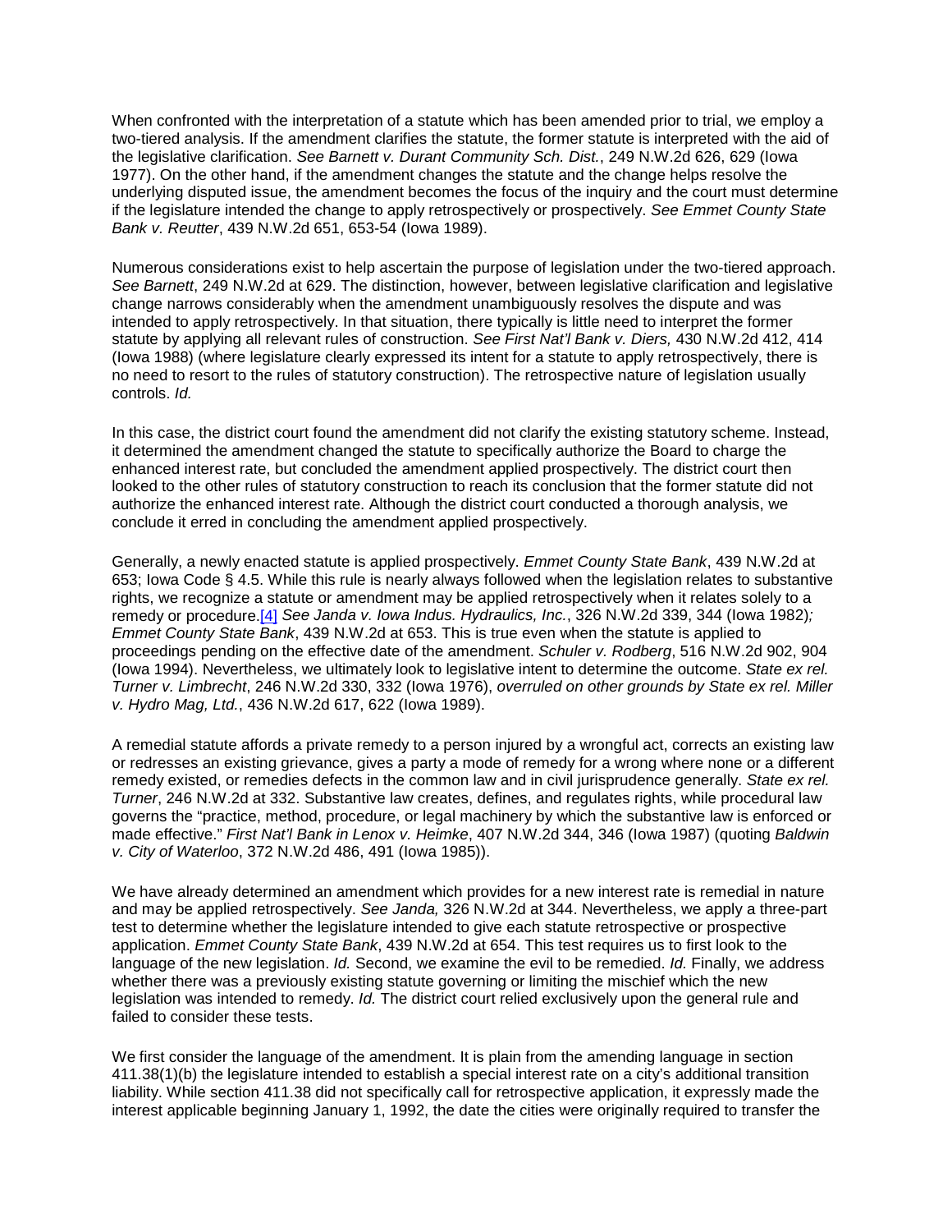When confronted with the interpretation of a statute which has been amended prior to trial, we employ a two-tiered analysis. If the amendment clarifies the statute, the former statute is interpreted with the aid of the legislative clarification. *See Barnett v. Durant Community Sch. Dist.*, 249 N.W.2d 626, 629 (Iowa 1977). On the other hand, if the amendment changes the statute and the change helps resolve the underlying disputed issue, the amendment becomes the focus of the inquiry and the court must determine if the legislature intended the change to apply retrospectively or prospectively. *See Emmet County State Bank v. Reutter*, 439 N.W.2d 651, 653-54 (Iowa 1989).

Numerous considerations exist to help ascertain the purpose of legislation under the two-tiered approach. *See Barnett*, 249 N.W.2d at 629. The distinction, however, between legislative clarification and legislative change narrows considerably when the amendment unambiguously resolves the dispute and was intended to apply retrospectively. In that situation, there typically is little need to interpret the former statute by applying all relevant rules of construction. *See First Nat'l Bank v. Diers,* 430 N.W.2d 412, 414 (Iowa 1988) (where legislature clearly expressed its intent for a statute to apply retrospectively, there is no need to resort to the rules of statutory construction). The retrospective nature of legislation usually controls. *Id.*

In this case, the district court found the amendment did not clarify the existing statutory scheme. Instead, it determined the amendment changed the statute to specifically authorize the Board to charge the enhanced interest rate, but concluded the amendment applied prospectively. The district court then looked to the other rules of statutory construction to reach its conclusion that the former statute did not authorize the enhanced interest rate. Although the district court conducted a thorough analysis, we conclude it erred in concluding the amendment applied prospectively.

Generally, a newly enacted statute is applied prospectively. *Emmet County State Bank*, 439 N.W.2d at 653; Iowa Code § 4.5. While this rule is nearly always followed when the legislation relates to substantive rights, we recognize a statute or amendment may be applied retrospectively when it relates solely to a remedy or procedure.[4] *See Janda v. Iowa Indus. Hydraulics, Inc.*, 326 N.W.2d 339, 344 (Iowa 1982)*; Emmet County State Bank*, 439 N.W.2d at 653. This is true even when the statute is applied to proceedings pending on the effective date of the amendment. *Schuler v. Rodberg*, 516 N.W.2d 902, 904 (Iowa 1994). Nevertheless, we ultimately look to legislative intent to determine the outcome. *State ex rel. Turner v. Limbrecht*, 246 N.W.2d 330, 332 (Iowa 1976), *overruled on other grounds by State ex rel. Miller v. Hydro Mag, Ltd.*, 436 N.W.2d 617, 622 (Iowa 1989).

A remedial statute affords a private remedy to a person injured by a wrongful act, corrects an existing law or redresses an existing grievance, gives a party a mode of remedy for a wrong where none or a different remedy existed, or remedies defects in the common law and in civil jurisprudence generally. *State ex rel. Turner*, 246 N.W.2d at 332. Substantive law creates, defines, and regulates rights, while procedural law governs the "practice, method, procedure, or legal machinery by which the substantive law is enforced or made effective." *First Nat'l Bank in Lenox v. Heimke*, 407 N.W.2d 344, 346 (Iowa 1987) (quoting *Baldwin v. City of Waterloo*, 372 N.W.2d 486, 491 (Iowa 1985)).

We have already determined an amendment which provides for a new interest rate is remedial in nature and may be applied retrospectively. *See Janda,* 326 N.W.2d at 344. Nevertheless, we apply a three-part test to determine whether the legislature intended to give each statute retrospective or prospective application. *Emmet County State Bank*, 439 N.W.2d at 654. This test requires us to first look to the language of the new legislation. *Id.* Second, we examine the evil to be remedied. *Id.* Finally, we address whether there was a previously existing statute governing or limiting the mischief which the new legislation was intended to remedy. *Id.* The district court relied exclusively upon the general rule and failed to consider these tests.

We first consider the language of the amendment. It is plain from the amending language in section 411.38(1)(b) the legislature intended to establish a special interest rate on a city's additional transition liability. While section 411.38 did not specifically call for retrospective application, it expressly made the interest applicable beginning January 1, 1992, the date the cities were originally required to transfer the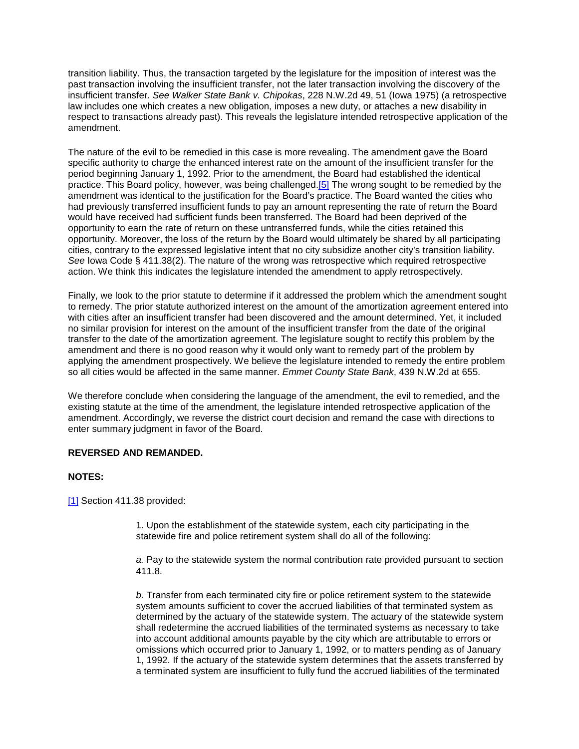transition liability. Thus, the transaction targeted by the legislature for the imposition of interest was the past transaction involving the insufficient transfer, not the later transaction involving the discovery of the insufficient transfer. *See Walker State Bank v. Chipokas*, 228 N.W.2d 49, 51 (Iowa 1975) (a retrospective law includes one which creates a new obligation, imposes a new duty, or attaches a new disability in respect to transactions already past). This reveals the legislature intended retrospective application of the amendment.

The nature of the evil to be remedied in this case is more revealing. The amendment gave the Board specific authority to charge the enhanced interest rate on the amount of the insufficient transfer for the period beginning January 1, 1992. Prior to the amendment, the Board had established the identical practice. This Board policy, however, was being challenged.[5] The wrong sought to be remedied by the amendment was identical to the justification for the Board's practice. The Board wanted the cities who had previously transferred insufficient funds to pay an amount representing the rate of return the Board would have received had sufficient funds been transferred. The Board had been deprived of the opportunity to earn the rate of return on these untransferred funds, while the cities retained this opportunity. Moreover, the loss of the return by the Board would ultimately be shared by all participating cities, contrary to the expressed legislative intent that no city subsidize another city's transition liability. *See* Iowa Code § 411.38(2). The nature of the wrong was retrospective which required retrospective action. We think this indicates the legislature intended the amendment to apply retrospectively.

Finally, we look to the prior statute to determine if it addressed the problem which the amendment sought to remedy. The prior statute authorized interest on the amount of the amortization agreement entered into with cities after an insufficient transfer had been discovered and the amount determined. Yet, it included no similar provision for interest on the amount of the insufficient transfer from the date of the original transfer to the date of the amortization agreement. The legislature sought to rectify this problem by the amendment and there is no good reason why it would only want to remedy part of the problem by applying the amendment prospectively. We believe the legislature intended to remedy the entire problem so all cities would be affected in the same manner. *Emmet County State Bank*, 439 N.W.2d at 655.

We therefore conclude when considering the language of the amendment, the evil to remedied, and the existing statute at the time of the amendment, the legislature intended retrospective application of the amendment. Accordingly, we reverse the district court decision and remand the case with directions to enter summary judgment in favor of the Board.

**REVERSED AND REMANDED.**

**NOTES:**

[1] Section 411.38 provided:

> 1. Upon the establishment of the statewide system, each city participating in the statewide fire and police retirement system shall do all of the following:
>
> *a.* Pay to the statewide system the normal contribution rate provided pursuant to section 411.8.
>
> *b.* Transfer from each terminated city fire or police retirement system to the statewide system amounts sufficient to cover the accrued liabilities of that terminated system as determined by the actuary of the statewide system. The actuary of the statewide system shall redetermine the accrued liabilities of the terminated systems as necessary to take into account additional amounts payable by the city which are attributable to errors or omissions which occurred prior to January 1, 1992, or to matters pending as of January 1, 1992. If the actuary of the statewide system determines that the assets transferred by a terminated system are insufficient to fully fund the accrued liabilities of the terminated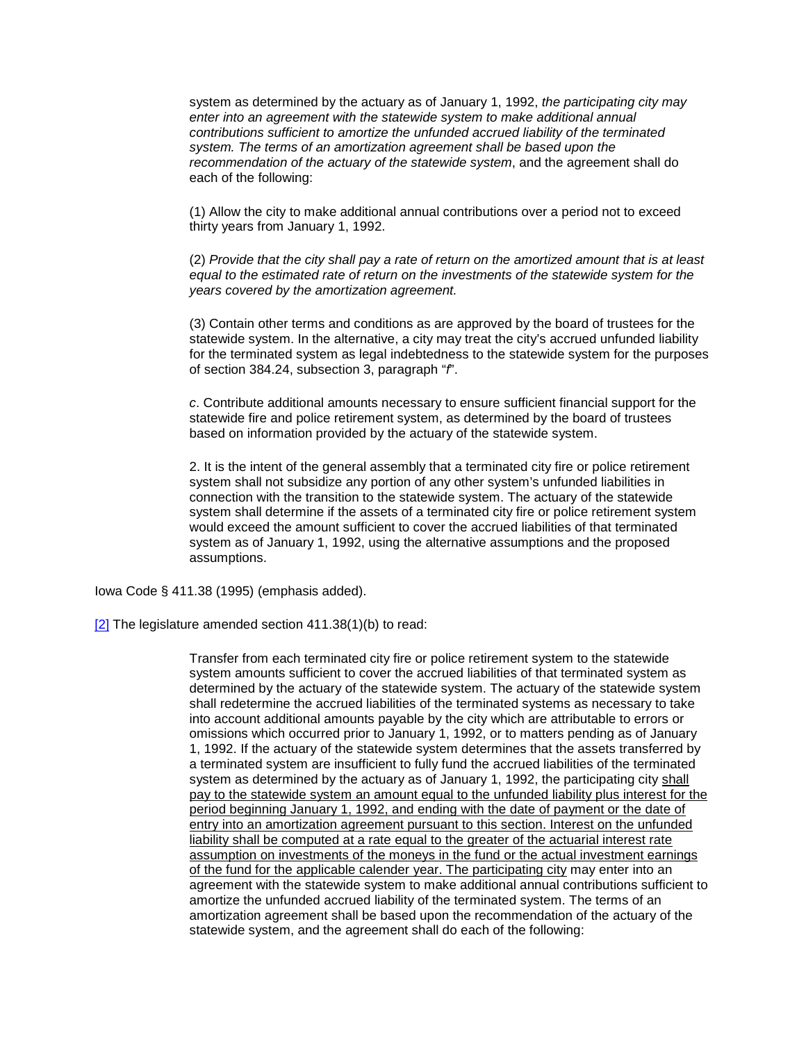> system as determined by the actuary as of January 1, 1992, *the participating city may enter into an agreement with the statewide system to make additional annual contributions sufficient to amortize the unfunded accrued liability of the terminated system. The terms of an amortization agreement shall be based upon the recommendation of the actuary of the statewide system*, and the agreement shall do each of the following:
>
> (1) Allow the city to make additional annual contributions over a period not to exceed thirty years from January 1, 1992.
>
> (2) *Provide that the city shall pay a rate of return on the amortized amount that is at least equal to the estimated rate of return on the investments of the statewide system for the years covered by the amortization agreement.*
>
> (3) Contain other terms and conditions as are approved by the board of trustees for the statewide system. In the alternative, a city may treat the city's accrued unfunded liability for the terminated system as legal indebtedness to the statewide system for the purposes of section 384.24, subsection 3, paragraph "*f*".
>
> *c*. Contribute additional amounts necessary to ensure sufficient financial support for the statewide fire and police retirement system, as determined by the board of trustees based on information provided by the actuary of the statewide system.
>
> 2. It is the intent of the general assembly that a terminated city fire or police retirement system shall not subsidize any portion of any other system's unfunded liabilities in connection with the transition to the statewide system. The actuary of the statewide system shall determine if the assets of a terminated city fire or police retirement system would exceed the amount sufficient to cover the accrued liabilities of that terminated system as of January 1, 1992, using the alternative assumptions and the proposed assumptions.

Iowa Code § 411.38 (1995) (emphasis added).

[2] The legislature amended section 411.38(1)(b) to read:

> Transfer from each terminated city fire or police retirement system to the statewide system amounts sufficient to cover the accrued liabilities of that terminated system as determined by the actuary of the statewide system. The actuary of the statewide system shall redetermine the accrued liabilities of the terminated systems as necessary to take into account additional amounts payable by the city which are attributable to errors or omissions which occurred prior to January 1, 1992, or to matters pending as of January 1, 1992. If the actuary of the statewide system determines that the assets transferred by a terminated system are insufficient to fully fund the accrued liabilities of the terminated system as determined by the actuary as of January 1, 1992, the participating city <u>shall pay to the statewide system an amount equal to the unfunded liability plus interest for the period beginning January 1, 1992, and ending with the date of payment or the date of entry into an amortization agreement pursuant to this section. Interest on the unfunded liability shall be computed at a rate equal to the greater of the actuarial interest rate assumption on investments of the moneys in the fund or the actual investment earnings of the fund for the applicable calender year. The participating city</u> may enter into an agreement with the statewide system to make additional annual contributions sufficient to amortize the unfunded accrued liability of the terminated system. The terms of an amortization agreement shall be based upon the recommendation of the actuary of the statewide system, and the agreement shall do each of the following: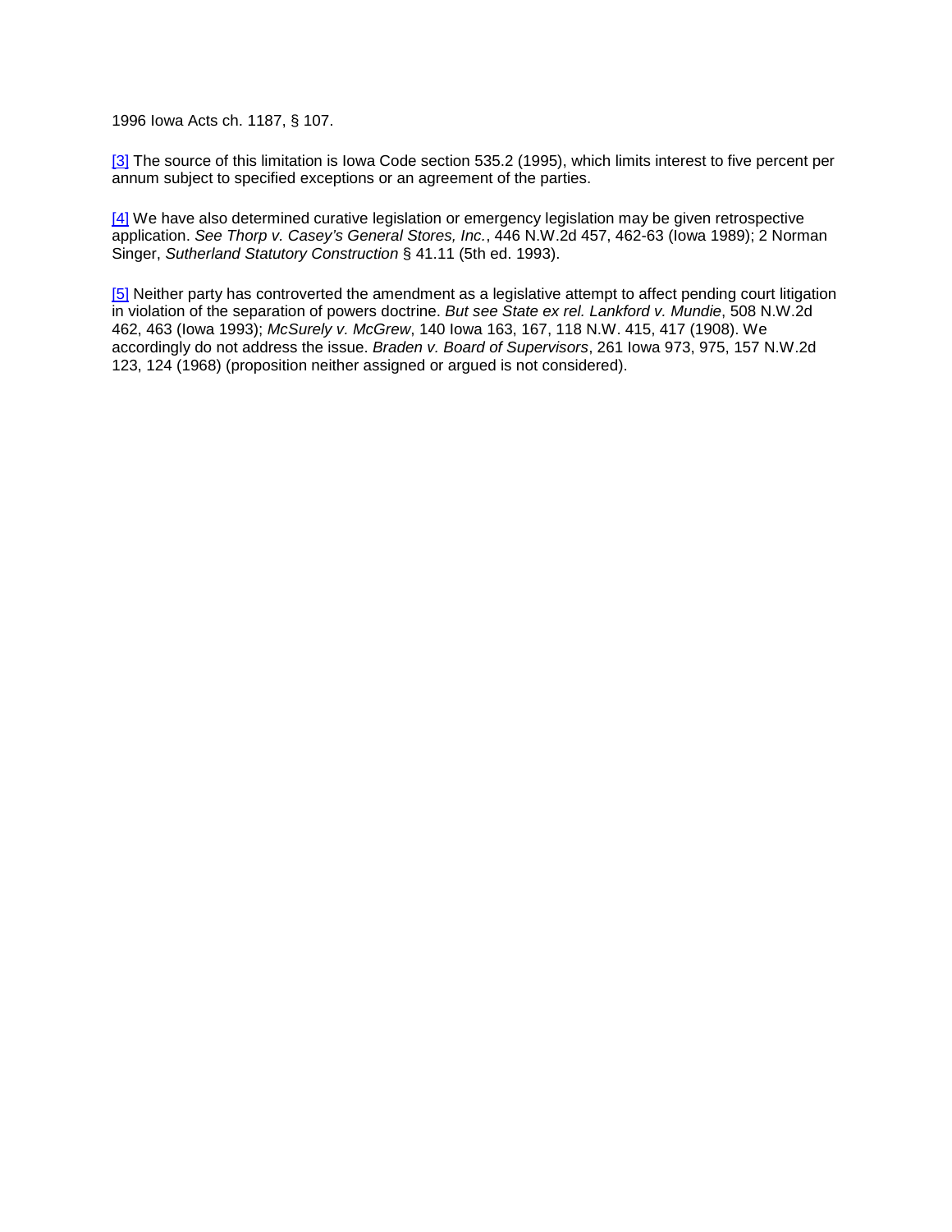1996 Iowa Acts ch. 1187, § 107.

[3] The source of this limitation is Iowa Code section 535.2 (1995), which limits interest to five percent per annum subject to specified exceptions or an agreement of the parties.

[4] We have also determined curative legislation or emergency legislation may be given retrospective application. *See Thorp v. Casey's General Stores, Inc.*, 446 N.W.2d 457, 462-63 (Iowa 1989); 2 Norman Singer, *Sutherland Statutory Construction* § 41.11 (5th ed. 1993).

[5] Neither party has controverted the amendment as a legislative attempt to affect pending court litigation in violation of the separation of powers doctrine. *But see State ex rel. Lankford v. Mundie*, 508 N.W.2d 462, 463 (Iowa 1993); *McSurely v. McGrew*, 140 Iowa 163, 167, 118 N.W. 415, 417 (1908). We accordingly do not address the issue. *Braden v. Board of Supervisors*, 261 Iowa 973, 975, 157 N.W.2d 123, 124 (1968) (proposition neither assigned or argued is not considered).